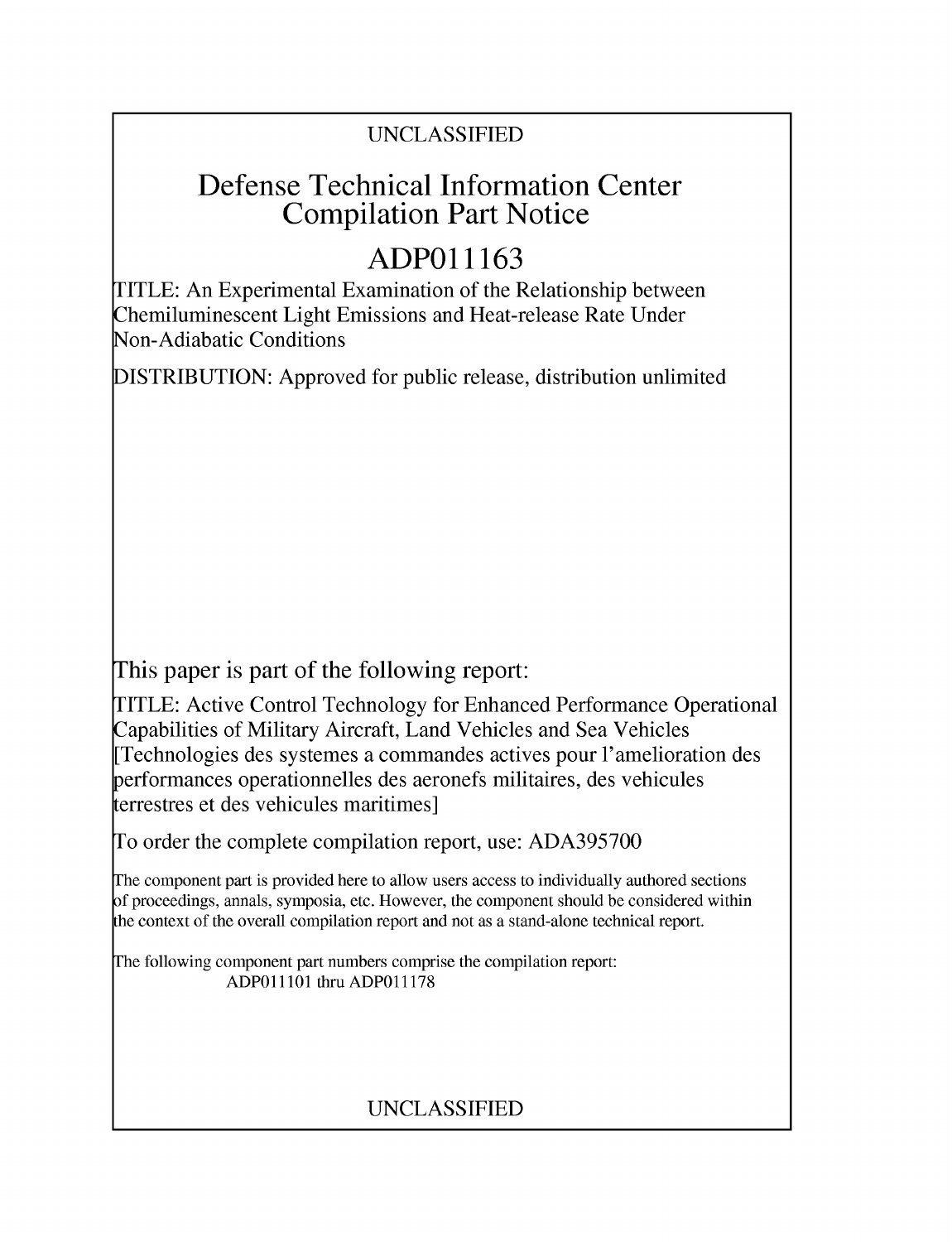UNCLASSIFIED

# Defense Technical Information Center Compilation Part Notice

## ADP011163

TITLE: An Experimental Examination of the Relationship between Chemiluminescent Light Emissions and Heat-release Rate Under Non-Adiabatic Conditions

DISTRIBUTION: Approved for public release, distribution unlimited

This paper is part of the following report:

TITLE: Active Control Technology for Enhanced Performance Operational Capabilities of Military Aircraft, Land Vehicles and Sea Vehicles [Technologies des systemes a commandes actives pour l'amelioration des performances operationnelles des aeronefs militaires, des vehicules terrestres et des vehicules maritimes]

To order the complete compilation report, use: ADA395700

The component part is provided here to allow users access to individually authored sections of proceedings, annals, symposia, etc. However, the component should be considered within the context of the overall compilation report and not as a stand-alone technical report.

The following component part numbers comprise the compilation report:
ADP011101 thru ADP011178

UNCLASSIFIED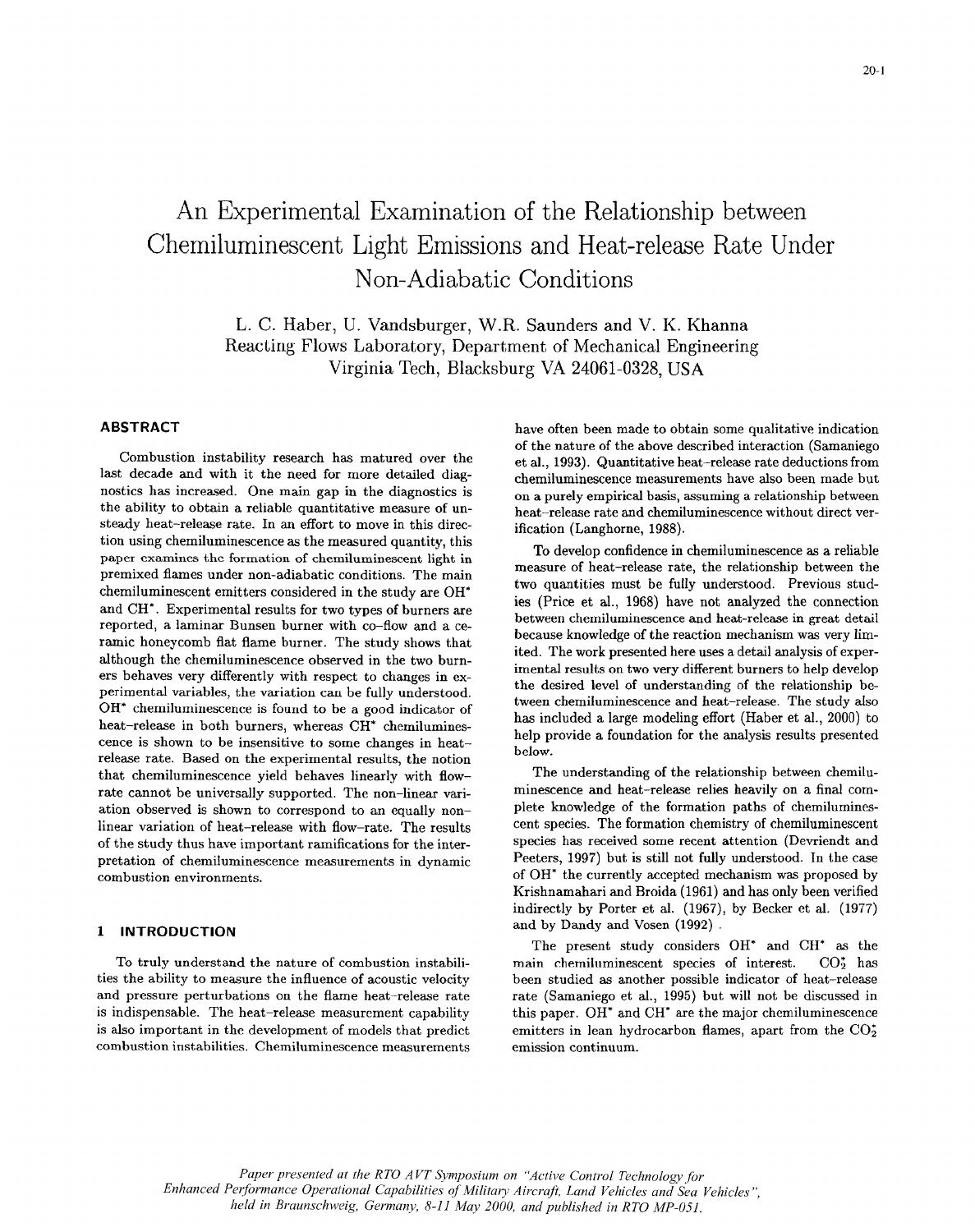# An Experimental Examination of the Relationship between Chemiluminescent Light Emissions and Heat-release Rate Under Non-Adiabatic Conditions

L. C. Haber, U. Vandsburger, W.R. Saunders and V. K. Khanna
Reacting Flows Laboratory, Department of Mechanical Engineering
Virginia Tech, Blacksburg VA 24061-0328, USA

## ABSTRACT

Combustion instability research has matured over the last decade and with it the need for more detailed diagnostics has increased. One main gap in the diagnostics is the ability to obtain a reliable quantitative measure of unsteady heat-release rate. In an effort to move in this direction using chemiluminescence as the measured quantity, this paper examines the formation of chemiluminescent light in premixed flames under non-adiabatic conditions. The main chemiluminescent emitters considered in the study are $OH^*$ and $CH^*$. Experimental results for two types of burners are reported, a laminar Bunsen burner with co-flow and a ceramic honeycomb flat flame burner. The study shows that although the chemiluminescence observed in the two burners behaves very differently with respect to changes in experimental variables, the variation can be fully understood. $OH^*$ chemiluminescence is found to be a good indicator of heat-release in both burners, whereas $CH^*$ chemiluminescence is shown to be insensitive to some changes in heat-release rate. Based on the experimental results, the notion that chemiluminescence yield behaves linearly with flow-rate cannot be universally supported. The non-linear variation observed is shown to correspond to an equally non-linear variation of heat-release with flow-rate. The results of the study thus have important ramifications for the interpretation of chemiluminescence measurements in dynamic combustion environments.

## 1 INTRODUCTION

To truly understand the nature of combustion instabilities the ability to measure the influence of acoustic velocity and pressure perturbations on the flame heat-release rate is indispensable. The heat-release measurement capability is also important in the development of models that predict combustion instabilities. Chemiluminescence measurements have often been made to obtain some qualitative indication of the nature of the above described interaction (Samaniego et al., 1993). Quantitative heat-release rate deductions from chemiluminescence measurements have also been made but on a purely empirical basis, assuming a relationship between heat-release rate and chemiluminescence without direct verification (Langhorne, 1988).

To develop confidence in chemiluminescence as a reliable measure of heat-release rate, the relationship between the two quantities must be fully understood. Previous studies (Price et al., 1968) have not analyzed the connection between chemiluminescence and heat-release in great detail because knowledge of the reaction mechanism was very limited. The work presented here uses a detail analysis of experimental results on two very different burners to help develop the desired level of understanding of the relationship between chemiluminescence and heat-release. The study also has included a large modeling effort (Haber et al., 2000) to help provide a foundation for the analysis results presented below.

The understanding of the relationship between chemiluminescence and heat-release relies heavily on a final complete knowledge of the formation paths of chemiluminescent species. The formation chemistry of chemiluminescent species has received some recent attention (Devriendt and Peeters, 1997) but is still not fully understood. In the case of $OH^*$ the currently accepted mechanism was proposed by Krishnamahari and Broida (1961) and has only been verified indirectly by Porter et al. (1967), by Becker et al. (1977) and by Dandy and Vosen (1992) .

The present study considers $OH^*$ and $CH^*$ as the main chemiluminescent species of interest. $CO_2^*$ has been studied as another possible indicator of heat-release rate (Samaniego et al., 1995) but will not be discussed in this paper. $OH^*$ and $CH^*$ are the major chemiluminescence emitters in lean hydrocarbon flames, apart from the $CO_2^*$ emission continuum.

*Paper presented at the RTO AVT Symposium on "Active Control Technology for Enhanced Performance Operational Capabilities of Military Aircraft, Land Vehicles and Sea Vehicles", held in Braunschweig, Germany, 8-11 May 2000, and published in RTO MP-051.*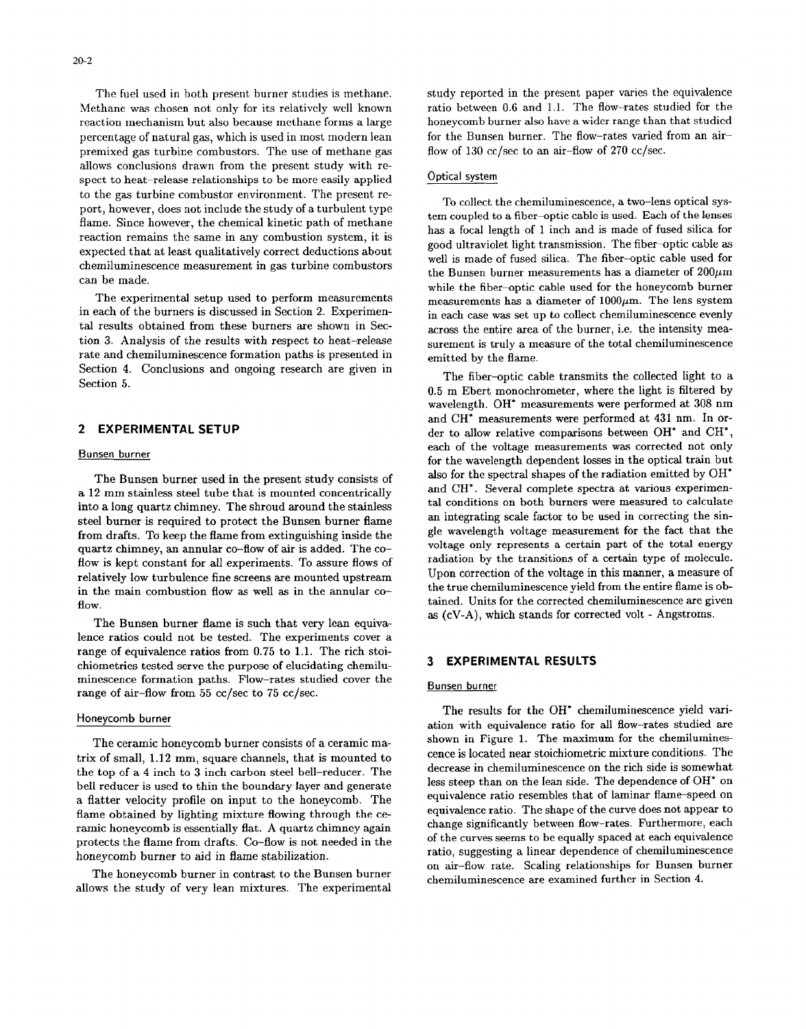The fuel used in both present burner studies is methane. Methane was chosen not only for its relatively well known reaction mechanism but also because methane forms a large percentage of natural gas, which is used in most modern lean premixed gas turbine combustors. The use of methane gas allows conclusions drawn from the present study with respect to heat-release relationships to be more easily applied to the gas turbine combustor environment. The present report, however, does not include the study of a turbulent type flame. Since however, the chemical kinetic path of methane reaction remains the same in any combustion system, it is expected that at least qualitatively correct deductions about chemiluminescence measurement in gas turbine combustors can be made.

The experimental setup used to perform measurements in each of the burners is discussed in Section 2. Experimental results obtained from these burners are shown in Section 3. Analysis of the results with respect to heat-release rate and chemiluminescence formation paths is presented in Section 4. Conclusions and ongoing research are given in Section 5.

## 2 EXPERIMENTAL SETUP

### Bunsen burner

The Bunsen burner used in the present study consists of a 12 mm stainless steel tube that is mounted concentrically into a long quartz chimney. The shroud around the stainless steel burner is required to protect the Bunsen burner flame from drafts. To keep the flame from extinguishing inside the quartz chimney, an annular co-flow of air is added. The co-flow is kept constant for all experiments. To assure flows of relatively low turbulence fine screens are mounted upstream in the main combustion flow as well as in the annular co-flow.

The Bunsen burner flame is such that very lean equivalence ratios could not be tested. The experiments cover a range of equivalence ratios from 0.75 to 1.1. The rich stoichiometries tested serve the purpose of elucidating chemiluminescence formation paths. Flow-rates studied cover the range of air-flow from 55 cc/sec to 75 cc/sec.

### Honeycomb burner

The ceramic honeycomb burner consists of a ceramic matrix of small, 1.12 mm, square channels, that is mounted to the top of a 4 inch to 3 inch carbon steel bell-reducer. The bell reducer is used to thin the boundary layer and generate a flatter velocity profile on input to the honeycomb. The flame obtained by lighting mixture flowing through the ceramic honeycomb is essentially flat. A quartz chimney again protects the flame from drafts. Co-flow is not needed in the honeycomb burner to aid in flame stabilization.

The honeycomb burner in contrast to the Bunsen burner allows the study of very lean mixtures. The experimental study reported in the present paper varies the equivalence ratio between 0.6 and 1.1. The flow-rates studied for the honeycomb burner also have a wider range than that studied for the Bunsen burner. The flow-rates varied from an air-flow of 130 cc/sec to an air-flow of 270 cc/sec.

### Optical system

To collect the chemiluminescence, a two-lens optical system coupled to a fiber-optic cable is used. Each of the lenses has a focal length of 1 inch and is made of fused silica for good ultraviolet light transmission. The fiber-optic cable as well is made of fused silica. The fiber-optic cable used for the Bunsen burner measurements has a diameter of 200$\mu$m while the fiber-optic cable used for the honeycomb burner measurements has a diameter of 1000$\mu$m. The lens system in each case was set up to collect chemiluminescence evenly across the entire area of the burner, i.e. the intensity measurement is truly a measure of the total chemiluminescence emitted by the flame.

The fiber-optic cable transmits the collected light to a 0.5 m Ebert monochrometer, where the light is filtered by wavelength. $OH^*$ measurements were performed at 308 nm and $CH^*$ measurements were performed at 431 nm. In order to allow relative comparisons between $OH^*$ and $CH^*$, each of the voltage measurements was corrected not only for the wavelength dependent losses in the optical train but also for the spectral shapes of the radiation emitted by $OH^*$ and $CH^*$. Several complete spectra at various experimental conditions on both burners were measured to calculate an integrating scale factor to be used in correcting the single wavelength voltage measurement for the fact that the voltage only represents a certain part of the total energy radiation by the transitions of a certain type of molecule. Upon correction of the voltage in this manner, a measure of the true chemiluminescence yield from the entire flame is obtained. Units for the corrected chemiluminescence are given as (cV-A), which stands for corrected volt - Angstroms.

## 3 EXPERIMENTAL RESULTS

### Bunsen burner

The results for the $OH^*$ chemiluminescence yield variation with equivalence ratio for all flow-rates studied are shown in Figure 1. The maximum for the chemiluminescence is located near stoichiometric mixture conditions. The decrease in chemiluminescence on the rich side is somewhat less steep than on the lean side. The dependence of $OH^*$ on equivalence ratio resembles that of laminar flame-speed on equivalence ratio. The shape of the curve does not appear to change significantly between flow-rates. Furthermore, each of the curves seems to be equally spaced at each equivalence ratio, suggesting a linear dependence of chemiluminescence on air-flow rate. Scaling relationships for Bunsen burner chemiluminescence are examined further in Section 4.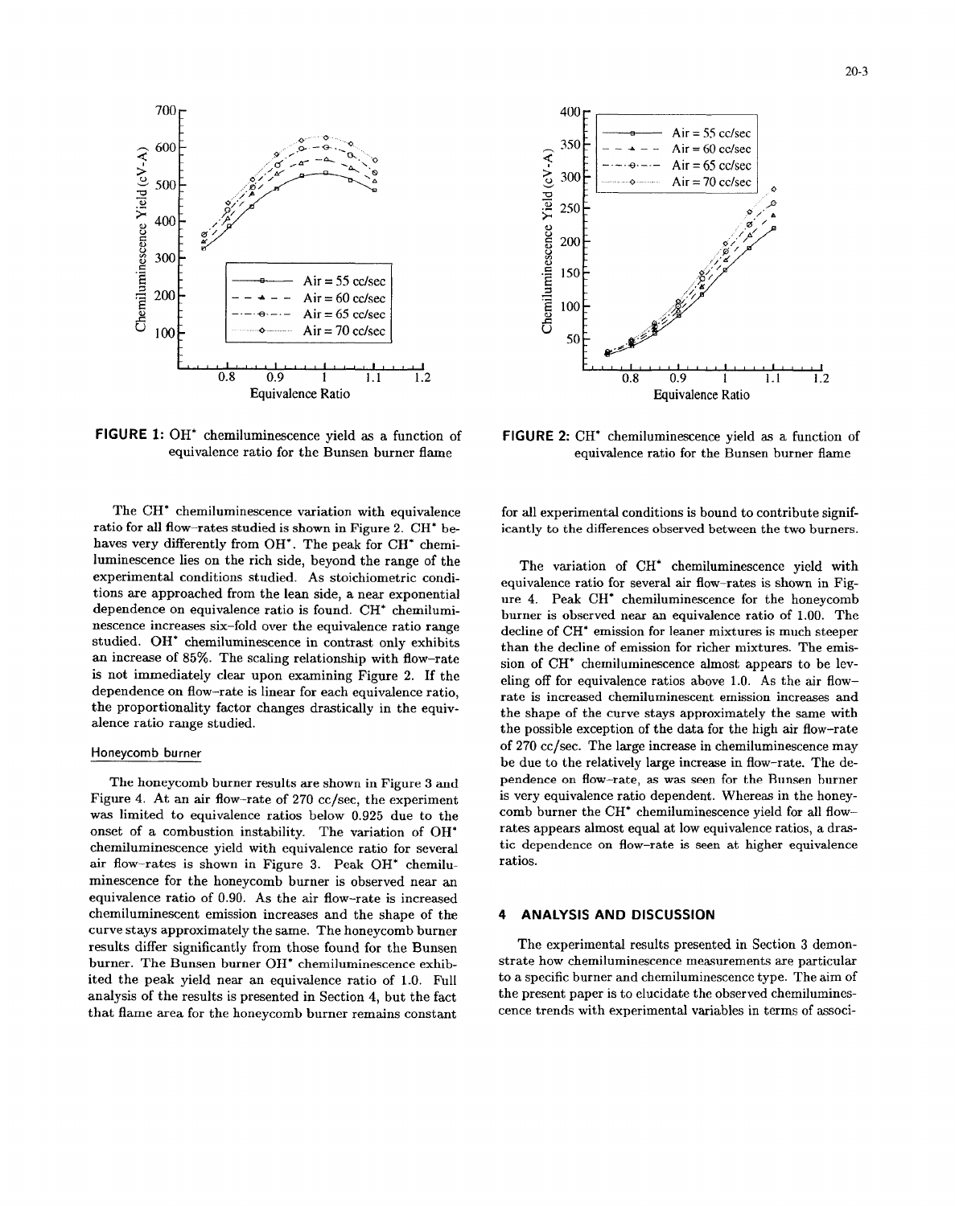FIGURE 1: $OH^*$ chemiluminescence yield as a function of equivalence ratio for the Bunsen burner flame

FIGURE 2: $CH^*$ chemiluminescence yield as a function of equivalence ratio for the Bunsen burner flame

The $CH^*$ chemiluminescence variation with equivalence ratio for all flow-rates studied is shown in Figure 2. $CH^*$ behaves very differently from $OH^*$. The peak for $CH^*$ chemiluminescence lies on the rich side, beyond the range of the experimental conditions studied. As stoichiometric conditions are approached from the lean side, a near exponential dependence on equivalence ratio is found. $CH^*$ chemiluminescence increases six-fold over the equivalence ratio range studied. $OH^*$ chemiluminescence in contrast only exhibits an increase of 85%. The scaling relationship with flow-rate is not immediately clear upon examining Figure 2. If the dependence on flow-rate is linear for each equivalence ratio, the proportionality factor changes drastically in the equivalence ratio range studied.

### Honeycomb burner

The honeycomb burner results are shown in Figure 3 and Figure 4. At an air flow-rate of 270 cc/sec, the experiment was limited to equivalence ratios below 0.925 due to the onset of a combustion instability. The variation of $OH^*$ chemiluminescence yield with equivalence ratio for several air flow-rates is shown in Figure 3. Peak $OH^*$ chemiluminescence for the honeycomb burner is observed near an equivalence ratio of 0.90. As the air flow-rate is increased chemiluminescent emission increases and the shape of the curve stays approximately the same. The honeycomb burner results differ significantly from those found for the Bunsen burner. The Bunsen burner $OH^*$ chemiluminescence exhibited the peak yield near an equivalence ratio of 1.0. Full analysis of the results is presented in Section 4, but the fact that flame area for the honeycomb burner remains constant for all experimental conditions is bound to contribute significantly to the differences observed between the two burners.

The variation of $CH^*$ chemiluminescence yield with equivalence ratio for several air flow-rates is shown in Figure 4. Peak $CH^*$ chemiluminescence for the honeycomb burner is observed near an equivalence ratio of 1.00. The decline of $CH^*$ emission for leaner mixtures is much steeper than the decline of emission for richer mixtures. The emission of $CH^*$ chemiluminescence almost appears to be leveling off for equivalence ratios above 1.0. As the air flow-rate is increased chemiluminescent emission increases and the shape of the curve stays approximately the same with the possible exception of the data for the high air flow-rate of 270 cc/sec. The large increase in chemiluminescence may be due to the relatively large increase in flow-rate. The dependence on flow-rate, as was seen for the Bunsen burner is very equivalence ratio dependent. Whereas in the honeycomb burner the $CH^*$ chemiluminescence yield for all flow-rates appears almost equal at low equivalence ratios, a drastic dependence on flow-rate is seen at higher equivalence ratios.

## 4 ANALYSIS AND DISCUSSION

The experimental results presented in Section 3 demonstrate how chemiluminescence measurements are particular to a specific burner and chemiluminescence type. The aim of the present paper is to elucidate the observed chemiluminescence trends with experimental variables in terms of associ-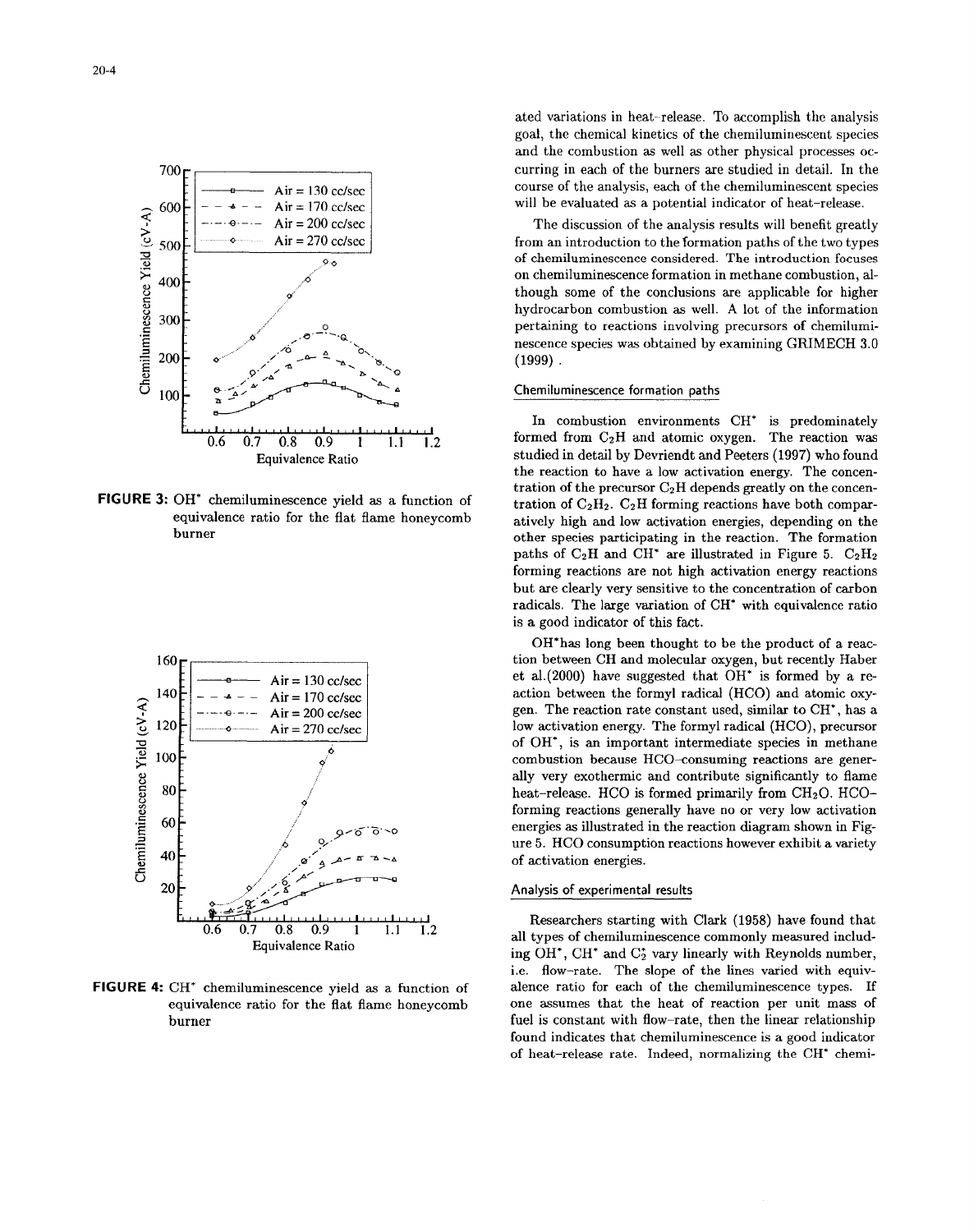FIGURE 3: $OH^*$ chemiluminescence yield as a function of equivalence ratio for the flat flame honeycomb burner

FIGURE 4: $CH^*$ chemiluminescence yield as a function of equivalence ratio for the flat flame honeycomb burner

ated variations in heat-release. To accomplish the analysis goal, the chemical kinetics of the chemiluminescent species and the combustion as well as other physical processes occurring in each of the burners are studied in detail. In the course of the analysis, each of the chemiluminescent species will be evaluated as a potential indicator of heat-release.

The discussion of the analysis results will benefit greatly from an introduction to the formation paths of the two types of chemiluminescence considered. The introduction focuses on chemiluminescence formation in methane combustion, although some of the conclusions are applicable for higher hydrocarbon combustion as well. A lot of the information pertaining to reactions involving precursors of chemiluminescence species was obtained by examining GRIMECH 3.0 (1999) .

### Chemiluminescence formation paths

In combustion environments $CH^*$ is predominately formed from $C_2H$ and atomic oxygen. The reaction was studied in detail by Devriendt and Peeters (1997) who found the reaction to have a low activation energy. The concentration of the precursor $C_2H$ depends greatly on the concentration of $C_2H_2$. $C_2H$ forming reactions have both comparatively high and low activation energies, depending on the other species participating in the reaction. The formation paths of $C_2H$ and $CH^*$ are illustrated in Figure 5. $C_2H_2$ forming reactions are not high activation energy reactions but are clearly very sensitive to the concentration of carbon radicals. The large variation of $CH^*$ with equivalence ratio is a good indicator of this fact.

$OH^*$has long been thought to be the product of a reaction between CH and molecular oxygen, but recently Haber et al.(2000) have suggested that $OH^*$ is formed by a reaction between the formyl radical (HCO) and atomic oxygen. The reaction rate constant used, similar to $CH^*$, has a low activation energy. The formyl radical (HCO), precursor of $OH^*$, is an important intermediate species in methane combustion because HCO–consuming reactions are generally very exothermic and contribute significantly to flame heat-release. HCO is formed primarily from $CH_2O$. HCO–forming reactions generally have no or very low activation energies as illustrated in the reaction diagram shown in Figure 5. HCO consumption reactions however exhibit a variety of activation energies.

### Analysis of experimental results

Researchers starting with Clark (1958) have found that all types of chemiluminescence commonly measured including $OH^*$, $CH^*$ and $C_2^*$ vary linearly with Reynolds number, i.e. flow-rate. The slope of the lines varied with equivalence ratio for each of the chemiluminescence types. If one assumes that the heat of reaction per unit mass of fuel is constant with flow-rate, then the linear relationship found indicates that chemiluminescence is a good indicator of heat-release rate. Indeed, normalizing the $CH^*$ chemi-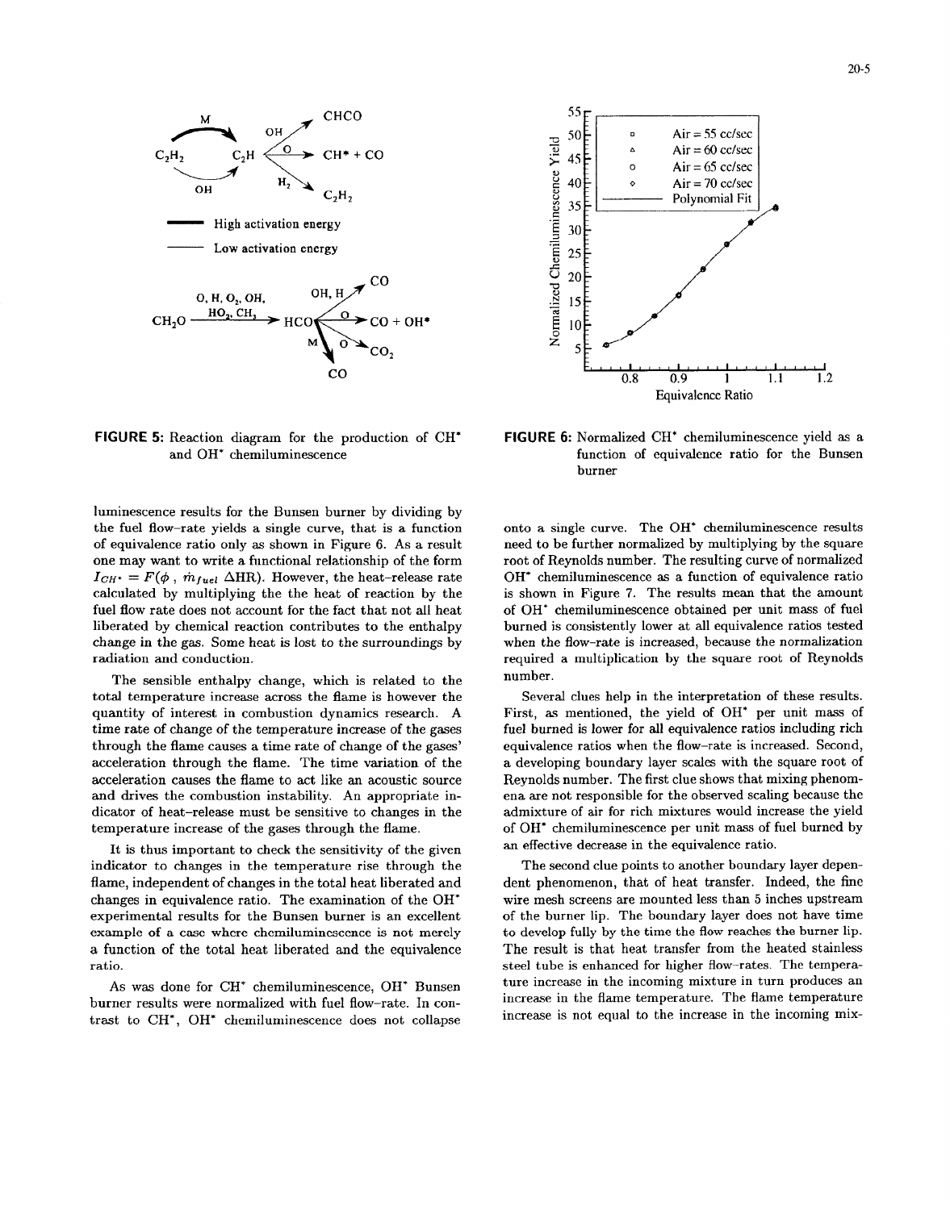**FIGURE 5:** Reaction diagram for the production of CH* and OH* chemiluminescence

**FIGURE 6:** Normalized CH* chemiluminescence yield as a function of equivalence ratio for the Bunsen burner

luminescence results for the Bunsen burner by dividing by the fuel flow-rate yields a single curve, that is a function of equivalence ratio only as shown in Figure 6. As a result one may want to write a functional relationship of the form $I_{CH^*} = F(\phi\ ,\ \dot{m}_{fuel}\ \Delta HR)$. However, the heat-release rate calculated by multiplying the the heat of reaction by the fuel flow rate does not account for the fact that not all heat liberated by chemical reaction contributes to the enthalpy change in the gas. Some heat is lost to the surroundings by radiation and conduction.

The sensible enthalpy change, which is related to the total temperature increase across the flame is however the quantity of interest in combustion dynamics research. A time rate of change of the temperature increase of the gases through the flame causes a time rate of change of the gases' acceleration through the flame. The time variation of the acceleration causes the flame to act like an acoustic source and drives the combustion instability. An appropriate indicator of heat-release must be sensitive to changes in the temperature increase of the gases through the flame.

It is thus important to check the sensitivity of the given indicator to changes in the temperature rise through the flame, independent of changes in the total heat liberated and changes in equivalence ratio. The examination of the OH* experimental results for the Bunsen burner is an excellent example of a case where chemiluminescence is not merely a function of the total heat liberated and the equivalence ratio.

As was done for CH* chemiluminescence, OH* Bunsen burner results were normalized with fuel flow-rate. In contrast to CH*, OH* chemiluminescence does not collapse onto a single curve. The OH* chemiluminescence results need to be further normalized by multiplying by the square root of Reynolds number. The resulting curve of normalized OH* chemiluminescence as a function of equivalence ratio is shown in Figure 7. The results mean that the amount of OH* chemiluminescence obtained per unit mass of fuel burned is consistently lower at all equivalence ratios tested when the flow-rate is increased, because the normalization required a multiplication by the square root of Reynolds number.

Several clues help in the interpretation of these results. First, as mentioned, the yield of OH* per unit mass of fuel burned is lower for all equivalence ratios including rich equivalence ratios when the flow-rate is increased. Second, a developing boundary layer scales with the square root of Reynolds number. The first clue shows that mixing phenomena are not responsible for the observed scaling because the admixture of air for rich mixtures would increase the yield of OH* chemiluminescence per unit mass of fuel burned by an effective decrease in the equivalence ratio.

The second clue points to another boundary layer dependent phenomenon, that of heat transfer. Indeed, the fine wire mesh screens are mounted less than 5 inches upstream of the burner lip. The boundary layer does not have time to develop fully by the time the flow reaches the burner lip. The result is that heat transfer from the heated stainless steel tube is enhanced for higher flow-rates. The temperature increase in the incoming mixture in turn produces an increase in the flame temperature. The flame temperature increase is not equal to the increase in the incoming mix-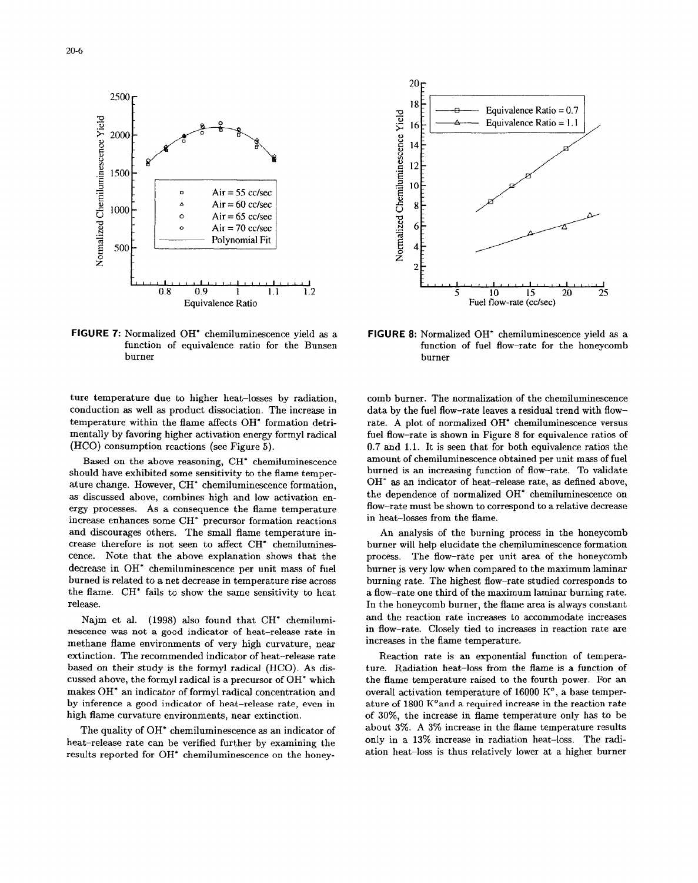FIGURE 7: Normalized $OH^*$ chemiluminescence yield as a function of equivalence ratio for the Bunsen burner

FIGURE 8: Normalized $OH^*$ chemiluminescence yield as a function of fuel flow-rate for the honeycomb burner

ture temperature due to higher heat-losses by radiation, conduction as well as product dissociation. The increase in temperature within the flame affects $OH^*$ formation detrimentally by favoring higher activation energy formyl radical (HCO) consumption reactions (see Figure 5).

Based on the above reasoning, $CH^*$ chemiluminescence should have exhibited some sensitivity to the flame temperature change. However, $CH^*$ chemiluminescence formation, as discussed above, combines high and low activation energy processes. As a consequence the flame temperature increase enhances some $CH^*$ precursor formation reactions and discourages others. The small flame temperature increase therefore is not seen to affect $CH^*$ chemiluminescence. Note that the above explanation shows that the decrease in $OH^*$ chemiluminescence per unit mass of fuel burned is related to a net decrease in temperature rise across the flame. $CH^*$ fails to show the same sensitivity to heat release.

Najm et al. (1998) also found that $CH^*$ chemiluminescence was not a good indicator of heat-release rate in methane flame environments of very high curvature, near extinction. The recommended indicator of heat-release rate based on their study is the formyl radical (HCO). As discussed above, the formyl radical is a precursor of $OH^*$ which makes $OH^*$ an indicator of formyl radical concentration and by inference a good indicator of heat-release rate, even in high flame curvature environments, near extinction.

The quality of $OH^*$ chemiluminescence as an indicator of heat-release rate can be verified further by examining the results reported for $OH^*$ chemiluminescence on the honeycomb burner. The normalization of the chemiluminescence data by the fuel flow-rate leaves a residual trend with flow-rate. A plot of normalized $OH^*$ chemiluminescence versus fuel flow-rate is shown in Figure 8 for equivalence ratios of 0.7 and 1.1. It is seen that for both equivalence ratios the amount of chemiluminescence obtained per unit mass of fuel burned is an increasing function of flow-rate. To validate $OH^*$ as an indicator of heat-release rate, as defined above, the dependence of normalized $OH^*$ chemiluminescence on flow-rate must be shown to correspond to a relative decrease in heat-losses from the flame.

An analysis of the burning process in the honeycomb burner will help elucidate the chemiluminescence formation process. The flow-rate per unit area of the honeycomb burner is very low when compared to the maximum laminar burning rate. The highest flow-rate studied corresponds to a flow-rate one third of the maximum laminar burning rate. In the honeycomb burner, the flame area is always constant and the reaction rate increases to accommodate increases in flow-rate. Closely tied to increases in reaction rate are increases in the flame temperature.

Reaction rate is an exponential function of temperature. Radiation heat-loss from the flame is a function of the flame temperature raised to the fourth power. For an overall activation temperature of 16000 K°, a base temperature of 1800 K°and a required increase in the reaction rate of 30%, the increase in flame temperature only has to be about 3%. A 3% increase in the flame temperature results only in a 13% increase in radiation heat-loss. The radiation heat-loss is thus relatively lower at a higher burner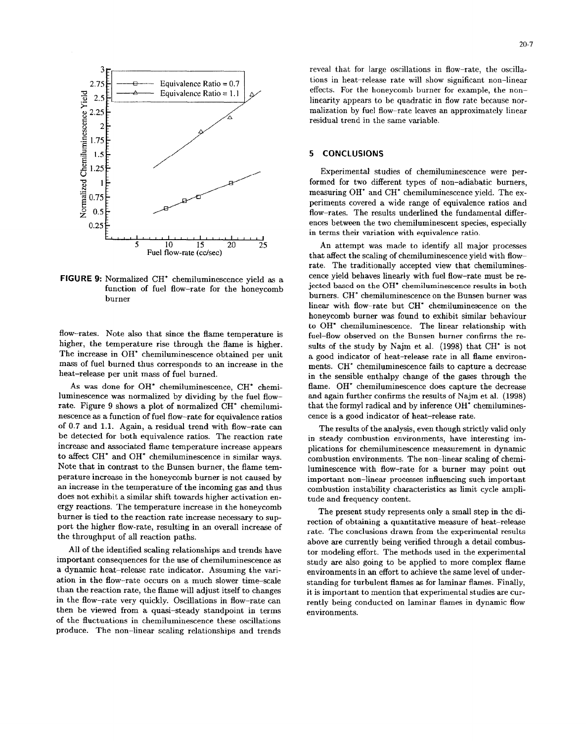FIGURE 9: Normalized $CH^*$ chemiluminescence yield as a function of fuel flow–rate for the honeycomb burner

flow–rates. Note also that since the flame temperature is higher, the temperature rise through the flame is higher. The increase in $OH^*$ chemiluminescence obtained per unit mass of fuel burned thus corresponds to an increase in the heat–release per unit mass of fuel burned.

As was done for $OH^*$ chemiluminescence, $CH^*$ chemiluminescence was normalized by dividing by the fuel flow–rate. Figure 9 shows a plot of normalized $CH^*$ chemiluminescence as a function of fuel flow–rate for equivalence ratios of 0.7 and 1.1. Again, a residual trend with flow–rate can be detected for both equivalence ratios. The reaction rate increase and associated flame temperature increase appears to affect $CH^*$ and $OH^*$ chemiluminescence in similar ways. Note that in contrast to the Bunsen burner, the flame temperature increase in the honeycomb burner is not caused by an increase in the temperature of the incoming gas and thus does not exhibit a similar shift towards higher activation energy reactions. The temperature increase in the honeycomb burner is tied to the reaction rate increase necessary to support the higher flow-rate, resulting in an overall increase of the throughput of all reaction paths.

All of the identified scaling relationships and trends have important consequences for the use of chemiluminescence as a dynamic heat–release rate indicator. Assuming the variation in the flow–rate occurs on a much slower time–scale than the reaction rate, the flame will adjust itself to changes in the flow–rate very quickly. Oscillations in flow–rate can then be viewed from a quasi–steady standpoint in terms of the fluctuations in chemiluminescence these oscillations produce. The non–linear scaling relationships and trends reveal that for large oscillations in flow–rate, the oscillations in heat–release rate will show significant non–linear effects. For the honeycomb burner for example, the non–linearity appears to be quadratic in flow rate because normalization by fuel flow–rate leaves an approximately linear residual trend in the same variable.

## 5 CONCLUSIONS

Experimental studies of chemiluminescence were performed for two different types of non–adiabatic burners, measuring $OH^*$ and $CH^*$ chemiluminescence yield. The experiments covered a wide range of equivalence ratios and flow–rates. The results underlined the fundamental differences between the two chemiluminescent species, especially in terms their variation with equivalence ratio.

An attempt was made to identify all major processes that affect the scaling of chemiluminescence yield with flow–rate. The traditionally accepted view that chemiluminescence yield behaves linearly with fuel flow–rate must be rejected based on the $OH^*$ chemiluminescence results in both burners. $CH^*$ chemiluminescence on the Bunsen burner was linear with flow–rate but $CH^*$ chemiluminescence on the honeycomb burner was found to exhibit similar behaviour to $OH^*$ chemiluminescence. The linear relationship with fuel–flow observed on the Bunsen burner confirms the results of the study by Najm et al. (1998) that $CH^*$ is not a good indicator of heat–release rate in all flame environments. $CH^*$ chemiluminescence fails to capture a decrease in the sensible enthalpy change of the gases through the flame. $OH^*$ chemiluminescence does capture the decrease and again further confirms the results of Najm et al. (1998) that the formyl radical and by inference $OH^*$ chemiluminescence is a good indicator of heat–release rate.

The results of the analysis, even though strictly valid only in steady combustion environments, have interesting implications for chemiluminescence measurement in dynamic combustion environments. The non–linear scaling of chemiluminescence with flow–rate for a burner may point out important non–linear processes influencing such important combustion instability characteristics as limit cycle amplitude and frequency content.

The present study represents only a small step in the direction of obtaining a quantitative measure of heat–release rate. The conclusions drawn from the experimental results above are currently being verified through a detail combustor modeling effort. The methods used in the experimental study are also going to be applied to more complex flame environments in an effort to achieve the same level of understanding for turbulent flames as for laminar flames. Finally, it is important to mention that experimental studies are currently being conducted on laminar flames in dynamic flow environments.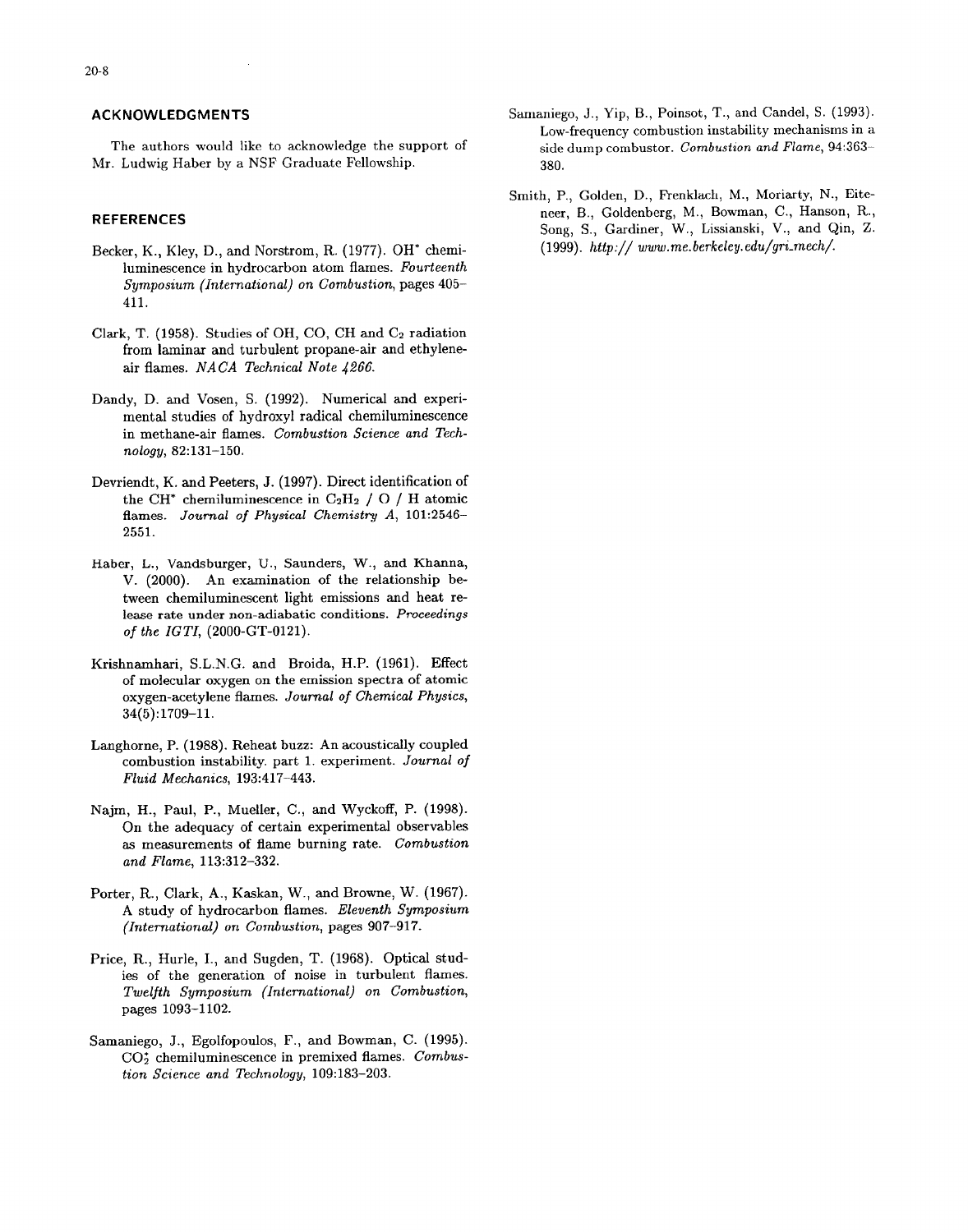## ACKNOWLEDGMENTS

The authors would like to acknowledge the support of Mr. Ludwig Haber by a NSF Graduate Fellowship.

## REFERENCES

Becker, K., Kley, D., and Norstrom, R. (1977). OH* chemiluminescence in hydrocarbon atom flames. *Fourteenth Symposium (International) on Combustion*, pages 405–411.

Clark, T. (1958). Studies of OH, CO, CH and $C_2$ radiation from laminar and turbulent propane-air and ethylene-air flames. *NACA Technical Note 4266*.

Dandy, D. and Vosen, S. (1992). Numerical and experimental studies of hydroxyl radical chemiluminescence in methane-air flames. *Combustion Science and Technology*, 82:131–150.

Devriendt, K. and Peeters, J. (1997). Direct identification of the CH* chemiluminescence in $C_2H_2$ / O / H atomic flames. *Journal of Physical Chemistry A*, 101:2546–2551.

Haber, L., Vandsburger, U., Saunders, W., and Khanna, V. (2000). An examination of the relationship between chemiluminescent light emissions and heat release rate under non-adiabatic conditions. *Proceedings of the IGTI*, (2000-GT-0121).

Krishnamhari, S.L.N.G. and Broida, H.P. (1961). Effect of molecular oxygen on the emission spectra of atomic oxygen-acetylene flames. *Journal of Chemical Physics*, 34(5):1709–11.

Langhorne, P. (1988). Reheat buzz: An acoustically coupled combustion instability. part 1. experiment. *Journal of Fluid Mechanics*, 193:417–443.

Najm, H., Paul, P., Mueller, C., and Wyckoff, P. (1998). On the adequacy of certain experimental observables as measurements of flame burning rate. *Combustion and Flame*, 113:312–332.

Porter, R., Clark, A., Kaskan, W., and Browne, W. (1967). A study of hydrocarbon flames. *Eleventh Symposium (International) on Combustion*, pages 907–917.

Price, R., Hurle, I., and Sugden, T. (1968). Optical studies of the generation of noise in turbulent flames. *Twelfth Symposium (International) on Combustion*, pages 1093–1102.

Samaniego, J., Egolfopoulos, F., and Bowman, C. (1995). $CO_2^*$ chemiluminescence in premixed flames. *Combustion Science and Technology*, 109:183–203.

Samaniego, J., Yip, B., Poinsot, T., and Candel, S. (1993). Low-frequency combustion instability mechanisms in a side dump combustor. *Combustion and Flame*, 94:363–380.

Smith, P., Golden, D., Frenklach, M., Moriarty, N., Eiteneer, B., Goldenberg, M., Bowman, C., Hanson, R., Song, S., Gardiner, W., Lissianski, V., and Qin, Z. (1999). *http:// www.me.berkeley.edu/gri_mech/*.